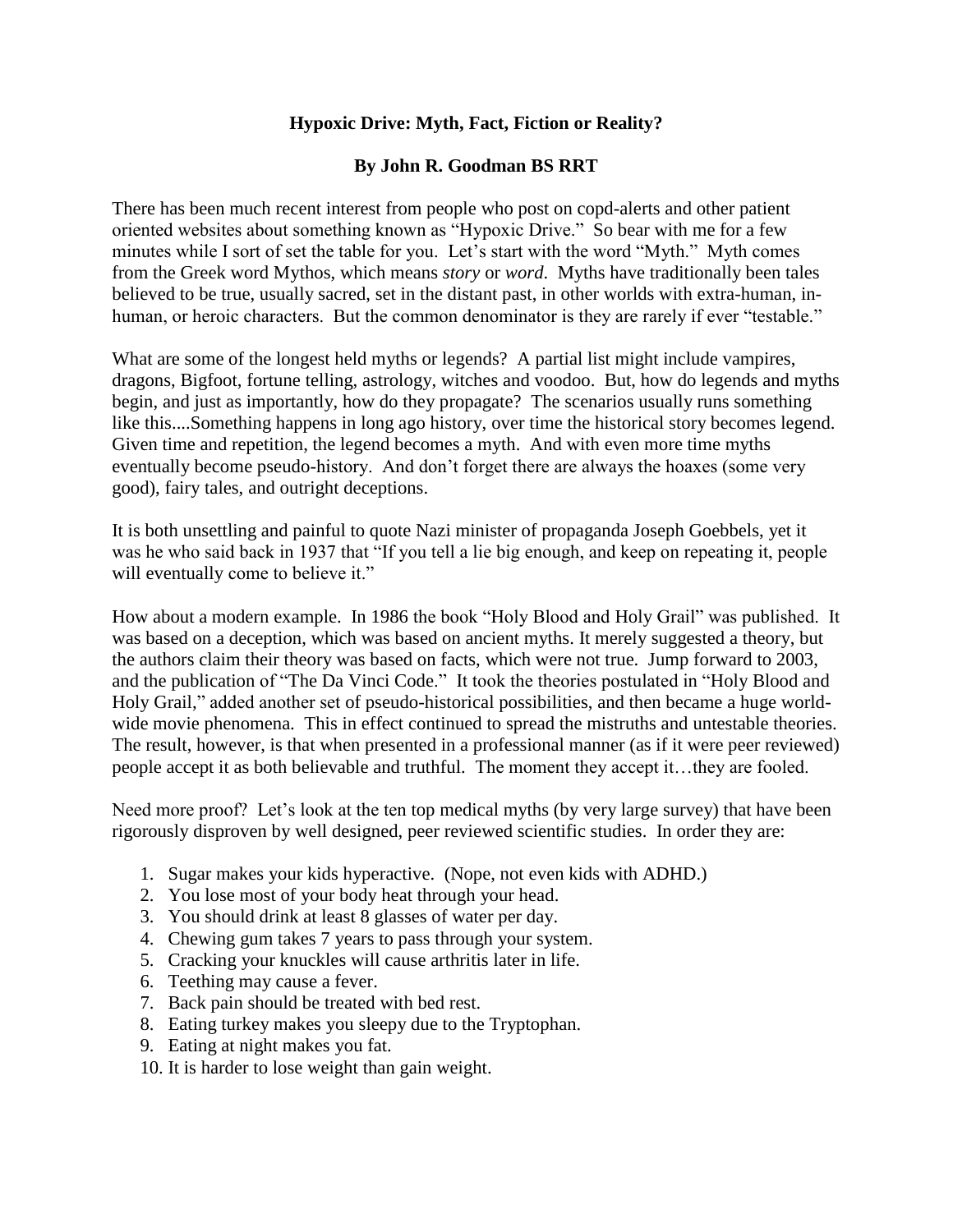# Hypoxic Drive: Myth, Fact, Fiction or Reality?

## By John R. Goodman BS RRT

There has been much recent interest from people who post on copd-alerts and other patient oriented websites about something known as "Hypoxic Drive." So bear with me for a few minutes while I sort of set the table for you. Let's start with the word "Myth." Myth comes from the Greek word Mythos, which means *story* or *word*. Myths have traditionally been tales believed to be true, usually sacred, set in the distant past, in other worlds with extra-human, in-human, or heroic characters. But the common denominator is they are rarely if ever "testable."

What are some of the longest held myths or legends? A partial list might include vampires, dragons, Bigfoot, fortune telling, astrology, witches and voodoo. But, how do legends and myths begin, and just as importantly, how do they propagate? The scenarios usually runs something like this....Something happens in long ago history, over time the historical story becomes legend. Given time and repetition, the legend becomes a myth. And with even more time myths eventually become pseudo-history. And don't forget there are always the hoaxes (some very good), fairy tales, and outright deceptions.

It is both unsettling and painful to quote Nazi minister of propaganda Joseph Goebbels, yet it was he who said back in 1937 that "If you tell a lie big enough, and keep on repeating it, people will eventually come to believe it."

How about a modern example. In 1986 the book "Holy Blood and Holy Grail" was published. It was based on a deception, which was based on ancient myths. It merely suggested a theory, but the authors claim their theory was based on facts, which were not true. Jump forward to 2003, and the publication of "The Da Vinci Code." It took the theories postulated in "Holy Blood and Holy Grail," added another set of pseudo-historical possibilities, and then became a huge world-wide movie phenomena. This in effect continued to spread the mistruths and untestable theories. The result, however, is that when presented in a professional manner (as if it were peer reviewed) people accept it as both believable and truthful. The moment they accept it…they are fooled.

Need more proof? Let's look at the ten top medical myths (by very large survey) that have been rigorously disproven by well designed, peer reviewed scientific studies. In order they are:

1. Sugar makes your kids hyperactive. (Nope, not even kids with ADHD.)
2. You lose most of your body heat through your head.
3. You should drink at least 8 glasses of water per day.
4. Chewing gum takes 7 years to pass through your system.
5. Cracking your knuckles will cause arthritis later in life.
6. Teething may cause a fever.
7. Back pain should be treated with bed rest.
8. Eating turkey makes you sleepy due to the Tryptophan.
9. Eating at night makes you fat.
10. It is harder to lose weight than gain weight.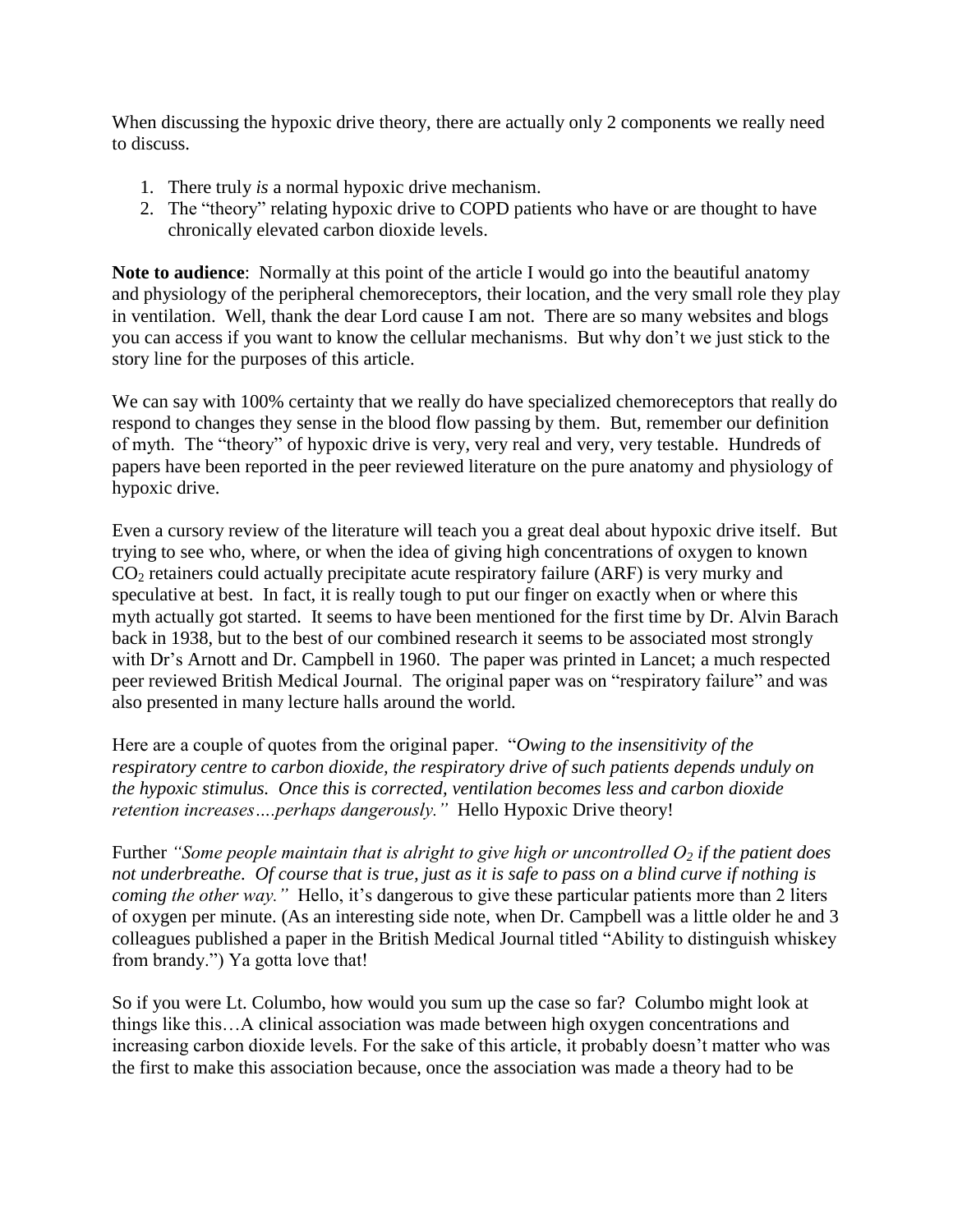When discussing the hypoxic drive theory, there are actually only 2 components we really need to discuss.

1. There truly *is* a normal hypoxic drive mechanism.
2. The "theory" relating hypoxic drive to COPD patients who have or are thought to have chronically elevated carbon dioxide levels.

**Note to audience**: Normally at this point of the article I would go into the beautiful anatomy and physiology of the peripheral chemoreceptors, their location, and the very small role they play in ventilation. Well, thank the dear Lord cause I am not. There are so many websites and blogs you can access if you want to know the cellular mechanisms. But why don't we just stick to the story line for the purposes of this article.

We can say with 100% certainty that we really do have specialized chemoreceptors that really do respond to changes they sense in the blood flow passing by them. But, remember our definition of myth. The "theory" of hypoxic drive is very, very real and very, very testable. Hundreds of papers have been reported in the peer reviewed literature on the pure anatomy and physiology of hypoxic drive.

Even a cursory review of the literature will teach you a great deal about hypoxic drive itself. But trying to see who, where, or when the idea of giving high concentrations of oxygen to known $CO_2$ retainers could actually precipitate acute respiratory failure (ARF) is very murky and speculative at best. In fact, it is really tough to put our finger on exactly when or where this myth actually got started. It seems to have been mentioned for the first time by Dr. Alvin Barach back in 1938, but to the best of our combined research it seems to be associated most strongly with Dr's Arnott and Dr. Campbell in 1960. The paper was printed in Lancet; a much respected peer reviewed British Medical Journal. The original paper was on "respiratory failure" and was also presented in many lecture halls around the world.

Here are a couple of quotes from the original paper. "*Owing to the insensitivity of the respiratory centre to carbon dioxide, the respiratory drive of such patients depends unduly on the hypoxic stimulus. Once this is corrected, ventilation becomes less and carbon dioxide retention increases….perhaps dangerously.*" Hello Hypoxic Drive theory!

Further *"Some people maintain that is alright to give high or uncontrolled $O_2$ if the patient does not underbreathe. Of course that is true, just as it is safe to pass on a blind curve if nothing is coming the other way."* Hello, it's dangerous to give these particular patients more than 2 liters of oxygen per minute. (As an interesting side note, when Dr. Campbell was a little older he and 3 colleagues published a paper in the British Medical Journal titled "Ability to distinguish whiskey from brandy.") Ya gotta love that!

So if you were Lt. Columbo, how would you sum up the case so far? Columbo might look at things like this…A clinical association was made between high oxygen concentrations and increasing carbon dioxide levels. For the sake of this article, it probably doesn't matter who was the first to make this association because, once the association was made a theory had to be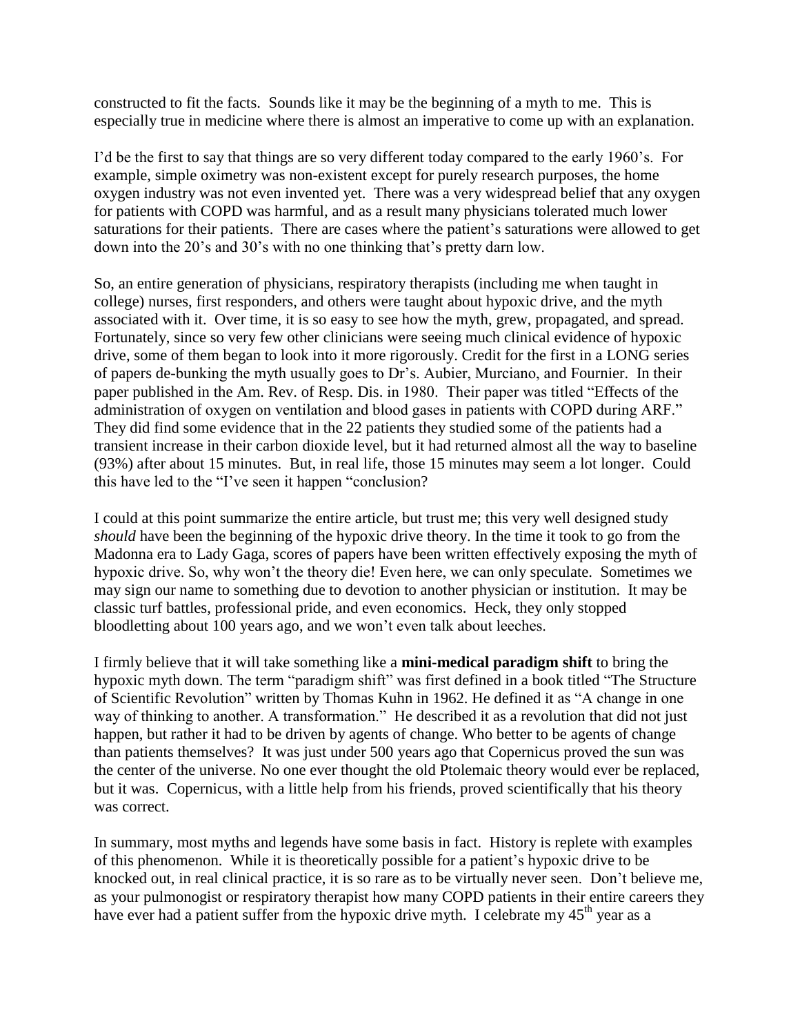constructed to fit the facts. Sounds like it may be the beginning of a myth to me. This is especially true in medicine where there is almost an imperative to come up with an explanation.

I'd be the first to say that things are so very different today compared to the early 1960's. For example, simple oximetry was non-existent except for purely research purposes, the home oxygen industry was not even invented yet. There was a very widespread belief that any oxygen for patients with COPD was harmful, and as a result many physicians tolerated much lower saturations for their patients. There are cases where the patient's saturations were allowed to get down into the 20's and 30's with no one thinking that's pretty darn low.

So, an entire generation of physicians, respiratory therapists (including me when taught in college) nurses, first responders, and others were taught about hypoxic drive, and the myth associated with it. Over time, it is so easy to see how the myth, grew, propagated, and spread. Fortunately, since so very few other clinicians were seeing much clinical evidence of hypoxic drive, some of them began to look into it more rigorously. Credit for the first in a LONG series of papers de-bunking the myth usually goes to Dr's. Aubier, Murciano, and Fournier. In their paper published in the Am. Rev. of Resp. Dis. in 1980. Their paper was titled "Effects of the administration of oxygen on ventilation and blood gases in patients with COPD during ARF." They did find some evidence that in the 22 patients they studied some of the patients had a transient increase in their carbon dioxide level, but it had returned almost all the way to baseline (93%) after about 15 minutes. But, in real life, those 15 minutes may seem a lot longer. Could this have led to the "I've seen it happen "conclusion?

I could at this point summarize the entire article, but trust me; this very well designed study *should* have been the beginning of the hypoxic drive theory. In the time it took to go from the Madonna era to Lady Gaga, scores of papers have been written effectively exposing the myth of hypoxic drive. So, why won't the theory die! Even here, we can only speculate. Sometimes we may sign our name to something due to devotion to another physician or institution. It may be classic turf battles, professional pride, and even economics. Heck, they only stopped bloodletting about 100 years ago, and we won't even talk about leeches.

I firmly believe that it will take something like a **mini-medical paradigm shift** to bring the hypoxic myth down. The term "paradigm shift" was first defined in a book titled "The Structure of Scientific Revolution" written by Thomas Kuhn in 1962. He defined it as "A change in one way of thinking to another. A transformation." He described it as a revolution that did not just happen, but rather it had to be driven by agents of change. Who better to be agents of change than patients themselves? It was just under 500 years ago that Copernicus proved the sun was the center of the universe. No one ever thought the old Ptolemaic theory would ever be replaced, but it was. Copernicus, with a little help from his friends, proved scientifically that his theory was correct.

In summary, most myths and legends have some basis in fact. History is replete with examples of this phenomenon. While it is theoretically possible for a patient's hypoxic drive to be knocked out, in real clinical practice, it is so rare as to be virtually never seen. Don't believe me, as your pulmonogist or respiratory therapist how many COPD patients in their entire careers they have ever had a patient suffer from the hypoxic drive myth. I celebrate my 45th year as a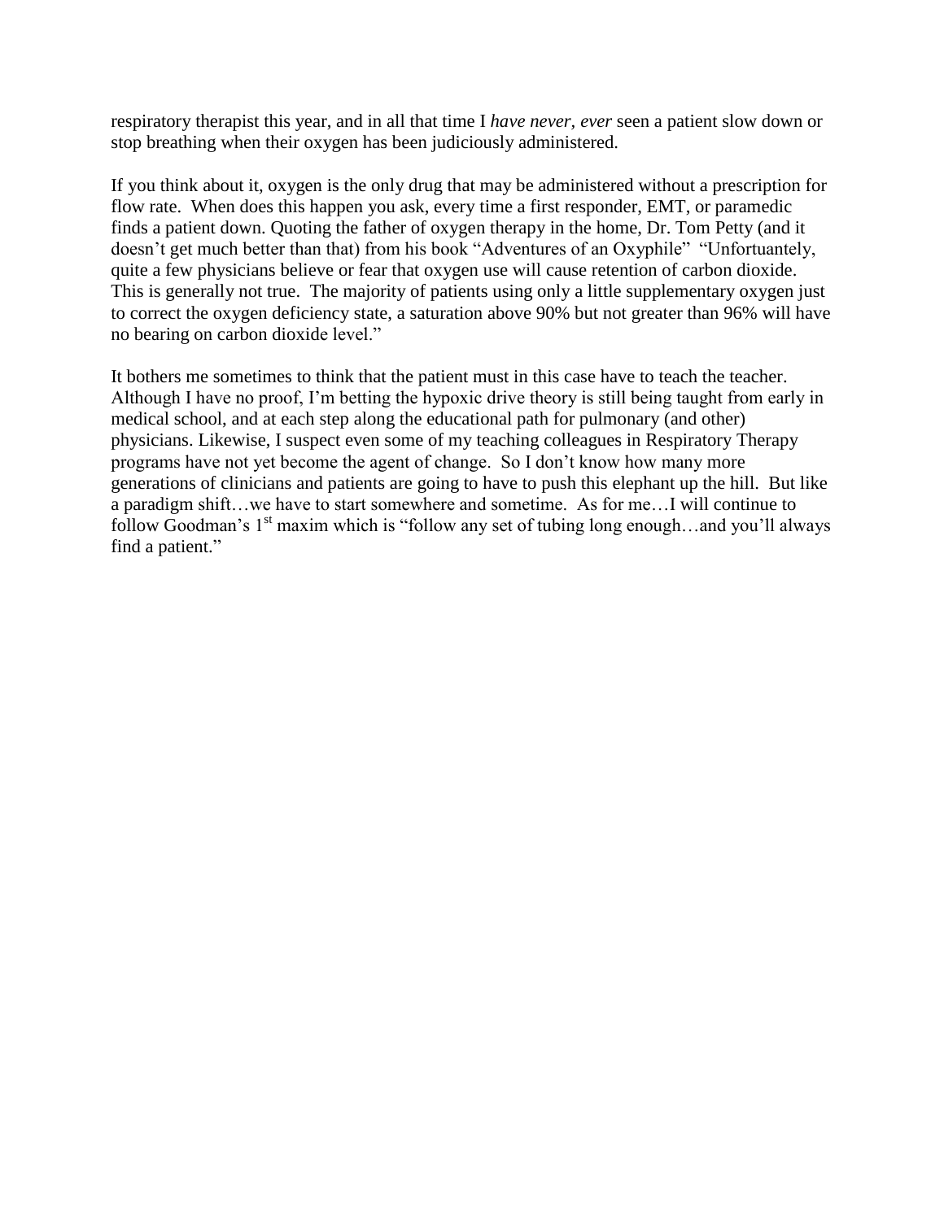respiratory therapist this year, and in all that time I *have never, ever* seen a patient slow down or stop breathing when their oxygen has been judiciously administered.

If you think about it, oxygen is the only drug that may be administered without a prescription for flow rate. When does this happen you ask, every time a first responder, EMT, or paramedic finds a patient down. Quoting the father of oxygen therapy in the home, Dr. Tom Petty (and it doesn't get much better than that) from his book "Adventures of an Oxyphile" "Unfortuantely, quite a few physicians believe or fear that oxygen use will cause retention of carbon dioxide. This is generally not true. The majority of patients using only a little supplementary oxygen just to correct the oxygen deficiency state, a saturation above 90% but not greater than 96% will have no bearing on carbon dioxide level."

It bothers me sometimes to think that the patient must in this case have to teach the teacher. Although I have no proof, I'm betting the hypoxic drive theory is still being taught from early in medical school, and at each step along the educational path for pulmonary (and other) physicians. Likewise, I suspect even some of my teaching colleagues in Respiratory Therapy programs have not yet become the agent of change. So I don't know how many more generations of clinicians and patients are going to have to push this elephant up the hill. But like a paradigm shift…we have to start somewhere and sometime. As for me…I will continue to follow Goodman's 1st maxim which is "follow any set of tubing long enough…and you'll always find a patient."